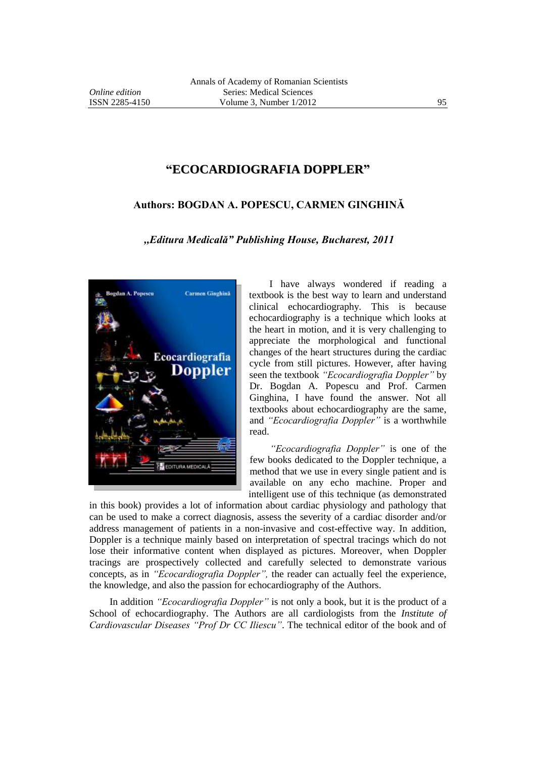# "ECOCARDIOGRAFIA DOPPLER"

## Authors: BOGDAN A. POPESCU, CARMEN GINGHINĂ

### *„Editura Medicală" Publishing House, Bucharest, 2011*

I have always wondered if reading a textbook is the best way to learn and understand clinical echocardiography. This is because echocardiography is a technique which looks at the heart in motion, and it is very challenging to appreciate the morphological and functional changes of the heart structures during the cardiac cycle from still pictures. However, after having seen the textbook *"Ecocardiografia Doppler"* by Dr. Bogdan A. Popescu and Prof. Carmen Ginghina, I have found the answer. Not all textbooks about echocardiography are the same, and *"Ecocardiografia Doppler"* is a worthwhile read.

*"Ecocardiografia Doppler"* is one of the few books dedicated to the Doppler technique, a method that we use in every single patient and is available on any echo machine. Proper and intelligent use of this technique (as demonstrated in this book) provides a lot of information about cardiac physiology and pathology that can be used to make a correct diagnosis, assess the severity of a cardiac disorder and/or address management of patients in a non-invasive and cost-effective way. In addition, Doppler is a technique mainly based on interpretation of spectral tracings which do not lose their informative content when displayed as pictures. Moreover, when Doppler tracings are prospectively collected and carefully selected to demonstrate various concepts, as in *"Ecocardiografia Doppler",* the reader can actually feel the experience, the knowledge, and also the passion for echocardiography of the Authors.

In addition *"Ecocardiografia Doppler"* is not only a book, but it is the product of a School of echocardiography. The Authors are all cardiologists from the *Institute of Cardiovascular Diseases "Prof Dr CC Iliescu"*. The technical editor of the book and of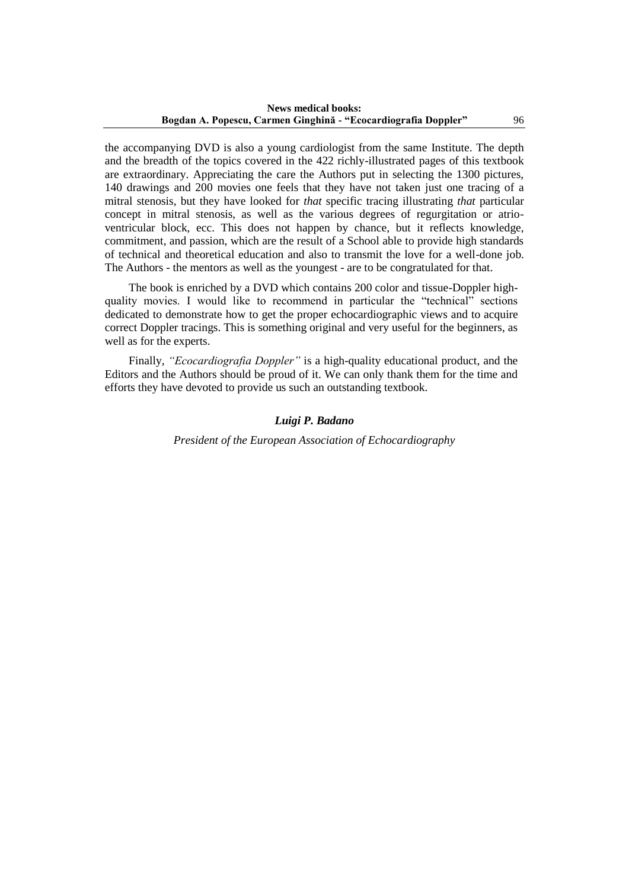the accompanying DVD is also a young cardiologist from the same Institute. The depth and the breadth of the topics covered in the 422 richly-illustrated pages of this textbook are extraordinary. Appreciating the care the Authors put in selecting the 1300 pictures, 140 drawings and 200 movies one feels that they have not taken just one tracing of a mitral stenosis, but they have looked for *that* specific tracing illustrating *that* particular concept in mitral stenosis, as well as the various degrees of regurgitation or atrio-ventricular block, ecc. This does not happen by chance, but it reflects knowledge, commitment, and passion, which are the result of a School able to provide high standards of technical and theoretical education and also to transmit the love for a well-done job. The Authors - the mentors as well as the youngest - are to be congratulated for that.

The book is enriched by a DVD which contains 200 color and tissue-Doppler high-quality movies. I would like to recommend in particular the "technical" sections dedicated to demonstrate how to get the proper echocardiographic views and to acquire correct Doppler tracings. This is something original and very useful for the beginners, as well as for the experts.

Finally, *"Ecocardiografia Doppler"* is a high-quality educational product, and the Editors and the Authors should be proud of it. We can only thank them for the time and efforts they have devoted to provide us such an outstanding textbook.

***Luigi P. Badano***

*President of the European Association of Echocardiography*